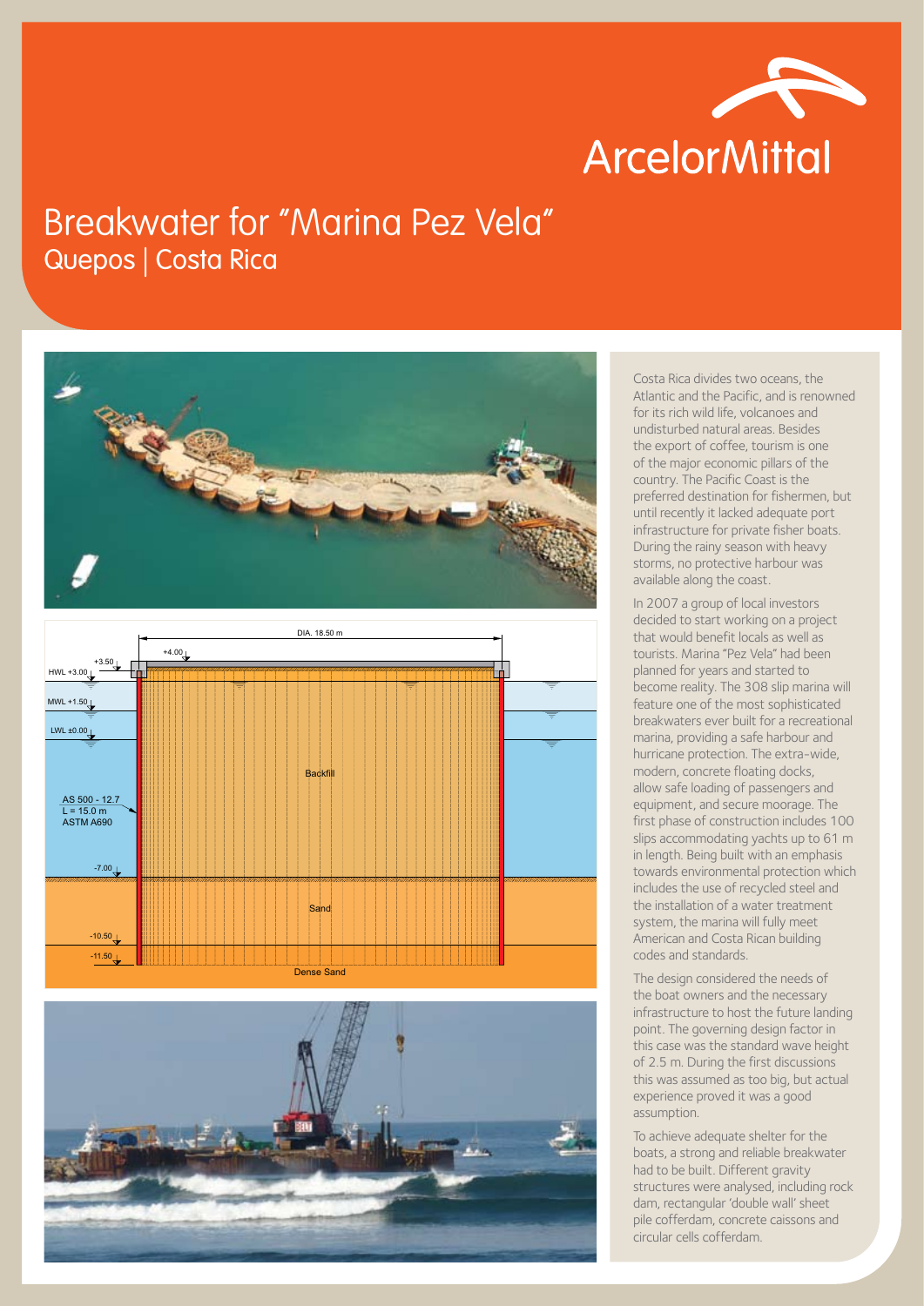# Breakwater for "Marina Pez Vela"

## Quepos | Costa Rica

Costa Rica divides two oceans, the Atlantic and the Pacific, and is renowned for its rich wild life, volcanoes and undisturbed natural areas. Besides the export of coffee, tourism is one of the major economic pillars of the country. The Pacific Coast is the preferred destination for fishermen, but until recently it lacked adequate port infrastructure for private fisher boats. During the rainy season with heavy storms, no protective harbour was available along the coast.

In 2007 a group of local investors decided to start working on a project that would benefit locals as well as tourists. Marina "Pez Vela" had been planned for years and started to become reality. The 308 slip marina will feature one of the most sophisticated breakwaters ever built for a recreational marina, providing a safe harbour and hurricane protection. The extra-wide, modern, concrete floating docks, allow safe loading of passengers and equipment, and secure moorage. The first phase of construction includes 100 slips accommodating yachts up to 61 m in length. Being built with an emphasis towards environmental protection which includes the use of recycled steel and the installation of a water treatment system, the marina will fully meet American and Costa Rican building codes and standards.

The design considered the needs of the boat owners and the necessary infrastructure to host the future landing point. The governing design factor in this case was the standard wave height of 2.5 m. During the first discussions this was assumed as too big, but actual experience proved it was a good assumption.

To achieve adequate shelter for the boats, a strong and reliable breakwater had to be built. Different gravity structures were analysed, including rock dam, rectangular 'double wall' sheet pile cofferdam, concrete caissons and circular cells cofferdam.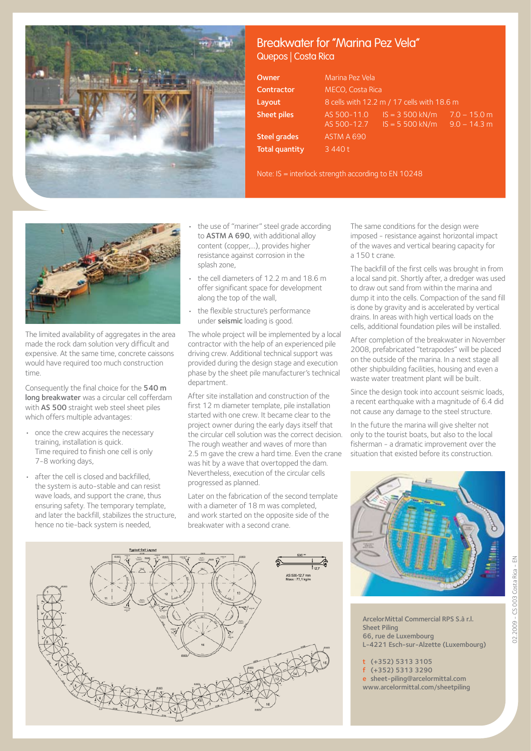# Breakwater for "Marina Pez Vela"

## Quepos | Costa Rica

| | | | |
|---|---|---|---|
| **Owner** | Marina Pez Vela | | |
| **Contractor** | MECO, Costa Rica | | |
| **Layout** | 8 cells with 12.2 m / 17 cells with 18.6 m | | |
| **Sheet piles** | AS 500-11.0 | IS = 3 500 kN/m | 7.0 – 15.0 m |
| | AS 500-12.7 | IS = 5 500 kN/m | 9.0 – 14.3 m |
| **Steel grades** | ASTM A 690 | | |
| **Total quantity** | 3 440 t | | |

Note: IS = interlock strength according to EN 10248

The limited availability of aggregates in the area made the rock dam solution very difficult and expensive. At the same time, concrete caissons would have required too much construction time.

Consequently the final choice for the **540 m long breakwater** was a circular cell cofferdam with **AS 500** straight web steel sheet piles which offers multiple advantages:

- once the crew acquires the necessary training, installation is quick. Time required to finish one cell is only 7-8 working days,
- after the cell is closed and backfilled, the system is auto-stable and can resist wave loads, and support the crane, thus ensuring safety. The temporary template, and later the backfill, stabilizes the structure, hence no tie-back system is needed,
- the use of "mariner" steel grade according to **ASTM A 690**, with additional alloy content (copper,...), provides higher resistance against corrosion in the splash zone,
- the cell diameters of 12.2 m and 18.6 m offer significant space for development along the top of the wall,
- the flexible structure's performance under **seismic** loading is good.

The whole project will be implemented by a local contractor with the help of an experienced pile driving crew. Additional technical support was provided during the design stage and execution phase by the sheet pile manufacturer's technical department.

After site installation and construction of the first 12 m diameter template, pile installation started with one crew. It became clear to the project owner during the early days itself that the circular cell solution was the correct decision. The rough weather and waves of more than 2.5 m gave the crew a hard time. Even the crane was hit by a wave that overtopped the dam. Nevertheless, execution of the circular cells progressed as planned.

Later on the fabrication of the second template with a diameter of 18 m was completed, and work started on the opposite side of the breakwater with a second crane.

The same conditions for the design were imposed - resistance against horizontal impact of the waves and vertical bearing capacity for a 150 t crane.

The backfill of the first cells was brought in from a local sand pit. Shortly after, a dredger was used to draw out sand from within the marina and dump it into the cells. Compaction of the sand fill is done by gravity and is accelerated by vertical drains. In areas with high vertical loads on the cells, additional foundation piles will be installed.

After completion of the breakwater in November 2008, prefabricated "tetrapodes" will be placed on the outside of the marina. In a next stage all other shipbuilding facilities, housing and even a waste water treatment plant will be built.

Since the design took into account seismic loads, a recent earthquake with a magnitude of 6.4 did not cause any damage to the steel structure.

In the future the marina will give shelter not only to the tourist boats, but also to the local fisherman - a dramatic improvement over the situation that existed before its construction.

Typical Cell Layout

AS 500-12.7 mm
Mass : 77,1 kg/m

ArcelorMittal Commercial RPS S.à r.l.
Sheet Piling
66, rue de Luxembourg
L-4221 Esch-sur-Alzette (Luxembourg)

t (+352) 5313 3105
f (+352) 5313 3290
e sheet-piling@arcelormittal.com
www.arcelormittal.com/sheetpiling

02.2009 - CS 003 Costa Rica - EN